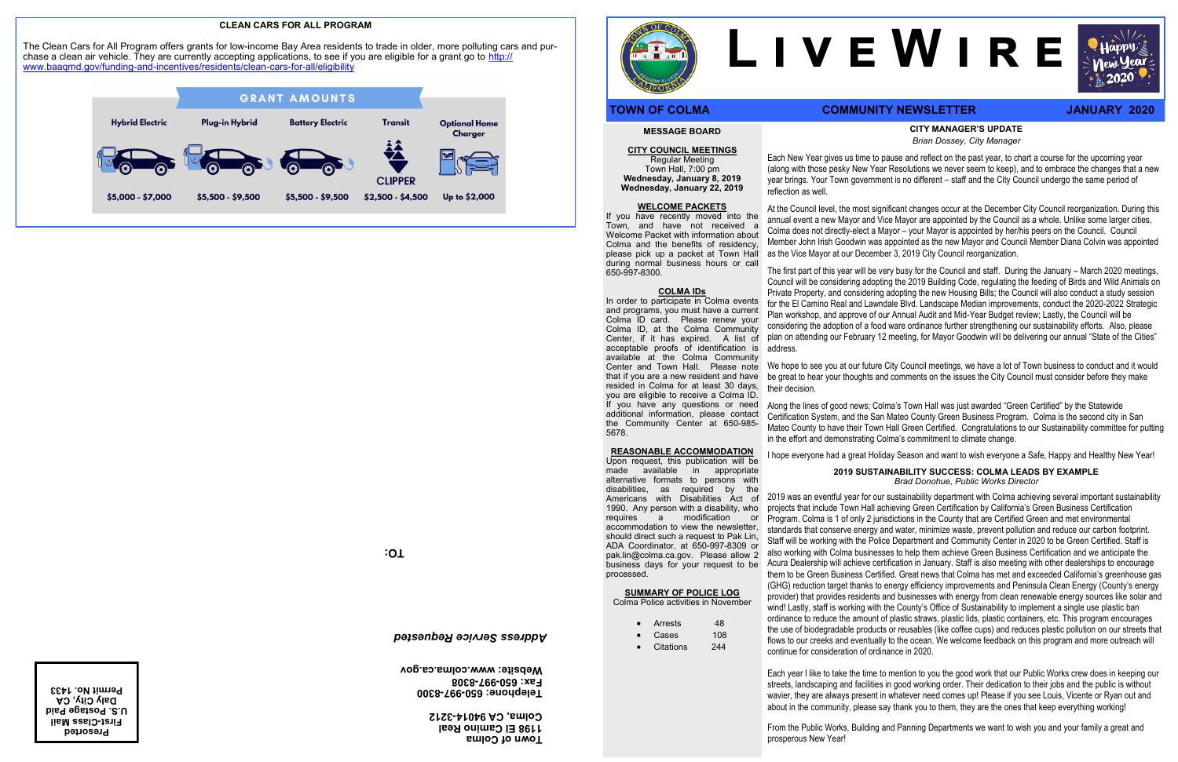## CLEAN CARS FOR ALL PROGRAM

The Clean Cars for All Program offers grants for low-income Bay Area residents to trade in older, more polluting cars and purchase a clean air vehicle. They are currently accepting applications, to see if you are eligible for a grant go to http://www.baaqmd.gov/funding-and-incentives/residents/clean-cars-for-all/eligibility

**GRANT AMOUNTS**

| Hybrid Electric | Plug-in Hybrid | Battery Electric | Transit | Optional Home Charger |
|---|---|---|---|---|
| $5,000 - $7,000 | $5,500 - $9,500 | $5,500 - $9,500 | $2,500 - $4,500 | Up to $2,000 |

TO:

*Address Service Requested*

**Town of Colma**
**1198 El Camino Real**
**Colma, CA 94014-3212**
**Telephone: 650-997-8300**
**Fax: 650-997-8308**
**Website: www.colma.ca.gov**

Presorted
First-Class Mail
U.S. Postage Paid
Daly City, CA
Permit No. 1433

# LIVEWIRE

**TOWN OF COLMA — COMMUNITY NEWSLETTER — JANUARY 2020**

## MESSAGE BOARD

### CITY COUNCIL MEETINGS

Regular Meeting
Town Hall, 7:00 pm
**Wednesday, January 8, 2019**
**Wednesday, January 22, 2019**

### WELCOME PACKETS

If you have recently moved into the Town, and have not received a Welcome Packet with information about Colma and the benefits of residency, please pick up a packet at Town Hall during normal business hours or call 650-997-8300.

### COLMA IDs

In order to participate in Colma events and programs, you must have a current Colma ID card. Please renew your Colma ID, at the Colma Community Center, if it has expired. A list of acceptable proofs of identification is available at the Colma Community Center and Town Hall. Please note that if you are a new resident and have resided in Colma for at least 30 days, you are eligible to receive a Colma ID. If you have any questions or need additional information, please contact the Community Center at 650-985-5678.

### REASONABLE ACCOMMODATION

Upon request, this publication will be made available in appropriate alternative formats to persons with disabilities, as required by the Americans with Disabilities Act of 1990. Any person with a disability, who requires a modification or accommodation to view the newsletter, should direct such a request to Pak Lin, ADA Coordinator, at 650-997-8309 or pak.lin@colma.ca.gov. Please allow 2 business days for your request to be processed.

### SUMMARY OF POLICE LOG

Colma Police activities in November

- Arrests 48
- Cases 108
- Citations 244

## CITY MANAGER'S UPDATE

*Brian Dossey, City Manager*

Each New Year gives us time to pause and reflect on the past year, to chart a course for the upcoming year (along with those pesky New Year Resolutions we never seem to keep), and to embrace the changes that a new year brings. Your Town government is no different – staff and the City Council undergo the same period of reflection as well.

At the Council level, the most significant changes occur at the December City Council reorganization. During this annual event a new Mayor and Vice Mayor are appointed by the Council as a whole. Unlike some larger cities, Colma does not directly-elect a Mayor – your Mayor is appointed by her/his peers on the Council. Council Member John Irish Goodwin was appointed as the new Mayor and Council Member Diana Colvin was appointed as the Vice Mayor at our December 3, 2019 City Council reorganization.

The first part of this year will be very busy for the Council and staff. During the January – March 2020 meetings, Council will be considering adopting the 2019 Building Code, regulating the feeding of Birds and Wild Animals on Private Property, and considering adopting the new Housing Bills; the Council will also conduct a study session for the El Camino Real and Lawndale Blvd. Landscape Median improvements, conduct the 2020-2022 Strategic Plan workshop, and approve of our Annual Audit and Mid-Year Budget review; Lastly, the Council will be considering the adoption of a food ware ordinance further strengthening our sustainability efforts. Also, please plan on attending our February 12 meeting, for Mayor Goodwin will be delivering our annual "State of the Cities" address.

We hope to see you at our future City Council meetings, we have a lot of Town business to conduct and it would be great to hear your thoughts and comments on the issues the City Council must consider before they make their decision.

Along the lines of good news; Colma's Town Hall was just awarded "Green Certified" by the Statewide Certification System, and the San Mateo County Green Business Program. Colma is the second city in San Mateo County to have their Town Hall Green Certified. Congratulations to our Sustainability committee for putting in the effort and demonstrating Colma's commitment to climate change.

I hope everyone had a great Holiday Season and want to wish everyone a Safe, Happy and Healthy New Year!

## 2019 SUSTAINABILITY SUCCESS: COLMA LEADS BY EXAMPLE

*Brad Donohue, Public Works Director*

2019 was an eventful year for our sustainability department with Colma achieving several important sustainability projects that include Town Hall achieving Green Certification by California's Green Business Certification Program. Colma is 1 of only 2 jurisdictions in the County that are Certified Green and met environmental standards that conserve energy and water, minimize waste, prevent pollution and reduce our carbon footprint. Staff will be working with the Police Department and Community Center in 2020 to be Green Certified. Staff is also working with Colma businesses to help them achieve Green Business Certification and we anticipate the Acura Dealership will achieve certification in January. Staff is also meeting with other dealerships to encourage them to be Green Business Certified. Great news that Colma has met and exceeded California's greenhouse gas (GHG) reduction target thanks to energy efficiency improvements and Peninsula Clean Energy (County's energy provider) that provides residents and businesses with energy from clean renewable energy sources like solar and wind! Lastly, staff is working with the County's Office of Sustainability to implement a single use plastic ban ordinance to reduce the amount of plastic straws, plastic lids, plastic containers, etc. This program encourages the use of biodegradable products or reusables (like coffee cups) and reduces plastic pollution on our streets that flows to our creeks and eventually to the ocean. We welcome feedback on this program and more outreach will continue for consideration of ordinance in 2020.

Each year I like to take the time to mention to you the good work that our Public Works crew does in keeping our streets, landscaping and facilities in good working order. Their dedication to their jobs and the public is without wavier, they are always present in whatever need comes up! Please if you see Louis, Vicente or Ryan out and about in the community, please say thank you to them, they are the ones that keep everything working!

From the Public Works, Building and Panning Departments we want to wish you and your family a great and prosperous New Year!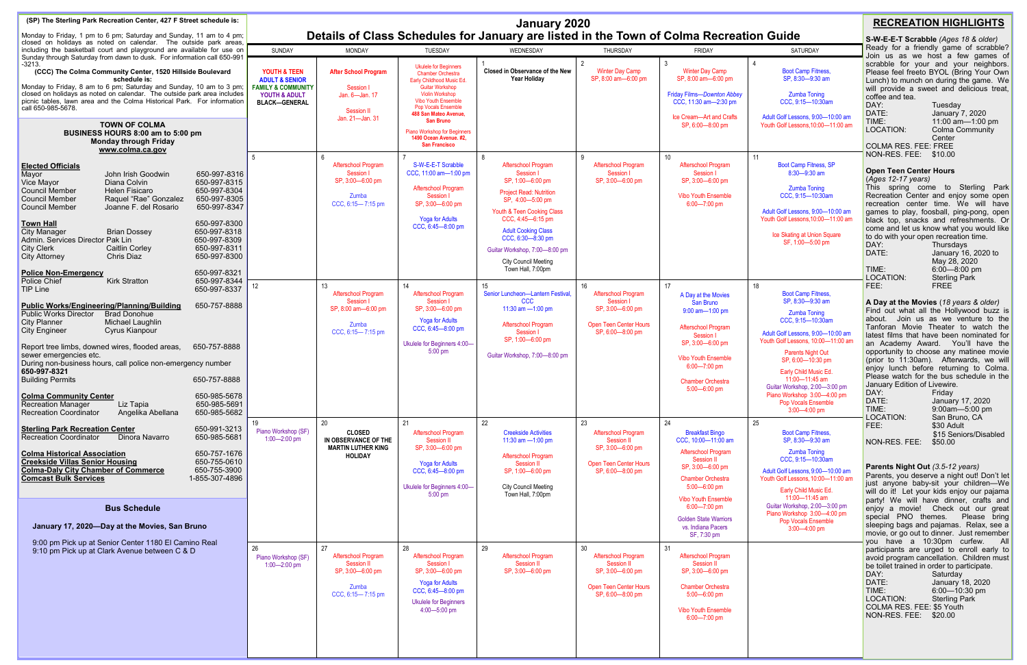**(SP) The Sterling Park Recreation Center, 427 F Street schedule is:**

Monday to Friday, 1 pm to 6 pm; Saturday and Sunday, 11 am to 4 pm; closed on holidays as noted on calendar. The outside park areas, including the basketball court and playground are available for use on Sunday through Saturday from dawn to dusk. For information call 650-991-3213.

**(CCC) The Colma Community Center, 1520 Hillside Boulevard schedule is:**

Monday to Friday, 8 am to 6 pm; Saturday and Sunday, 10 am to 3 pm; closed on holidays as noted on calendar. The outside park areas include picnic tables, lawn area and the Colma Historical Park. For information call 650-985-5678.

**TOWN OF COLMA**
**BUSINESS HOURS 8:00 am to 5:00 pm**
**Monday through Friday**
**www.colma.ca.gov**

| | | |
|---|---|---|
| **Elected Officials** | | |
| Mayor | John Irish Goodwin | 650-997-8316 |
| Vice Mayor | Diana Colvin | 650-997-8315 |
| Council Member | Helen Fisicaro | 650-997-8304 |
| Council Member | Raquel "Rae" Gonzalez | 650-997-8305 |
| Council Member | Joanne F. del Rosario | 650-997-8347 |
| **Town Hall** | | 650-997-8300 |
| City Manager | Brian Dossey | 650-997-8318 |
| Admin. Services Director | Pak Lin | 650-997-8309 |
| City Clerk | Caitlin Corley | 650-997-8311 |
| City Attorney | Chris Diaz | 650-997-8300 |
| **Police Non-Emergency** | | 650-997-8321 |
| Police Chief | Kirk Stratton | 650-997-8344 |
| TIP Line | | 650-997-8337 |
| **Public Works/Engineering/Planning/Building** | | 650-757-8888 |
| Public Works Director | Brad Donohue | |
| City Planner | Michael Laughlin | |
| City Engineer | Cyrus Kianpour | |

Report tree limbs, downed wires, flooded areas, sewer emergencies etc. 650-757-8888
During non-business hours, call police non-emergency number **650-997-8321**
Building Permits 650-757-8888

| | | |
|---|---|---|
| **Colma Community Center** | | 650-985-5678 |
| Recreation Manager | Liz Tapia | 650-985-5691 |
| Recreation Coordinator | Angelika Abellana | 650-985-5682 |
| **Sterling Park Recreation Center** | | 650-991-3213 |
| Recreation Coordinator | Dinora Navarro | 650-985-5681 |
| **Colma Historical Association** | | 650-757-1676 |
| **Creekside Villas Senior Housing** | | 650-755-0610 |
| **Colma-Daly City Chamber of Commerce** | | 650-755-3900 |
| **Comcast Bulk Services** | | 1-855-307-4896 |

**Bus Schedule**

**January 17, 2020—Day at the Movies, San Bruno**

9:00 pm Pick up at Senior Center 1180 El Camino Real
9:10 pm Pick up at Clark Avenue between C & D

# January 2020
## Details of Class Schedules for January are listed in the Town of Colma Recreation Guide

| SUNDAY | MONDAY | TUESDAY | WEDNESDAY | THURSDAY | FRIDAY | SATURDAY |
|---|---|---|---|---|---|---|
| **YOUTH & TEEN**<br>**ADULT & SENIOR**<br>**FAMILY & COMMUNITY**<br>**YOUTH & ADULT**<br>**BLACK—GENERAL** | **After School Program**<br>Session I<br>Jan. 6—Jan. 17<br>Session II<br>Jan. 21—Jan. 31 | Ukulele for Beginners<br>Chamber Orchestra<br>Early Childhood Music Ed.<br>Guitar Workshop<br>Violin Workshop<br>Vibo Youth Ensemble<br>Pop Vocals Ensemble<br>**488 San Mateo Avenue, San Bruno**<br>Piano Workshop for Beginners<br>**1490 Ocean Avenue. #2, San Francisco** | 1<br>**Closed in Observance of the New Year Holiday** | 2<br>Winter Day Camp<br>SP, 8:00 am—6:00 pm | 3<br>Winter Day Camp<br>SP, 8:00 am—6:00 pm<br>Friday Films—*Downton Abbey*<br>CCC, 11:30 am—2:30 pm<br>Ice Cream—Art and Crafts<br>SP, 6:00—8:00 pm | 4<br>Boot Camp Fitness,<br>SP, 8:30—9:30 am<br>Zumba Toning<br>CCC, 9:15—10:30am<br>Adult Golf Lessons, 9:00—10:00 am<br>Youth Golf Lessons,10:00—11:00 am |
| 5 | 6<br>Afterschool Program<br>Session I<br>SP, 3:00—6:00 pm<br>Zumba<br>CCC, 6:15—7:15 pm | 7<br>S-W-E-E-T Scrabble<br>CCC, 11:00 am—1:00 pm<br>Afterschool Program<br>Session I<br>SP, 3:00—6:00 pm<br>Yoga for Adults<br>CCC, 6:45—8:00 pm | 8<br>Afterschool Program<br>Session I<br>SP, 1:00—6:00 pm<br>Project Read: Nutrition<br>SP, 4:00—5:00 pm<br>Youth & Teen Cooking Class<br>CCC, 4:45—6:15 pm<br>Adult Cooking Class<br>CCC, 6:30—8:30 pm<br>Guitar Workshop, 7:00—8:00 pm<br>City Council Meeting<br>Town Hall, 7:00pm | 9<br>Afterschool Program<br>Session I<br>SP, 3:00—6:00 pm | 10<br>Afterschool Program<br>Session I<br>SP, 3:00—6:00 pm<br>Vibo Youth Ensemble<br>6:00—7:00 pm | 11<br>Boot Camp Fitness, SP<br>8:30—9:30 am<br>Zumba Toning<br>CCC, 9:15—10:30am<br>Adult Golf Lessons, 9:00—10:00 am<br>Youth Golf Lessons,10:00—11:00 am<br>Ice Skating at Union Square<br>SF, 1:00—5:00 pm |
| 12 | 13<br>Afterschool Program<br>Session I<br>SP, 8:00 am—6:00 pm<br>Zumba<br>CCC, 6:15—7:15 pm | 14<br>Afterschool Program<br>Session I<br>SP, 3:00—6:00 pm<br>Yoga for Adults<br>CCC, 6:45—8:00 pm<br>Ukulele for Beginners 4:00—5:00 pm | 15<br>Senior Luncheon—Lantern Festival, CCC<br>11:30 am —1:00 pm<br>Afterschool Program<br>Session I<br>SP, 1:00—6:00 pm<br>Guitar Workshop, 7:00—8:00 pm | 16<br>Afterschool Program<br>Session I<br>SP, 3:00—6:00 pm<br>Open Teen Center Hours<br>SP, 6:00—8:00 pm | 17<br>A Day at the Movies<br>San Bruno<br>9:00 am—1:00 pm<br>Afterschool Program<br>Session I<br>SP, 3:00—6:00 pm<br>Vibo Youth Ensemble<br>6:00—7:00 pm<br>Chamber Orchestra<br>5:00—6:00 pm | 18<br>Boot Camp Fitness,<br>SP, 8:30—9:30 am<br>Zumba Toning<br>CCC, 9:15—10:30am<br>Adult Golf Lessons, 9:00—10:00 am<br>Youth Golf Lessons, 10:00—11:00 am<br>Parents Night Out<br>SP, 6:00—10:30 pm<br>Early Child Music Ed.<br>11:00—11:45 am<br>Guitar Workshop, 2:00—3:00 pm<br>Piano Workshop 3:00—4:00 pm<br>Pop Vocals Ensemble<br>3:00—4:00 pm |
| 19<br>Piano Workshop (SF)<br>1:00—2:00 pm | 20<br>**CLOSED**<br>**IN OBSERVANCE OF THE MARTIN LUTHER KING HOLIDAY** | 21<br>Afterschool Program<br>Session II<br>SP, 3:00—6:00 pm<br>Yoga for Adults<br>CCC, 6:45—8:00 pm<br>Ukulele for Beginners 4:00—5:00 pm | 22<br>Creekside Activities<br>11:30 am —1:00 pm<br>Afterschool Program<br>Session II<br>SP, 1:00—6:00 pm<br>City Council Meeting<br>Town Hall, 7:00pm | 23<br>Afterschool Program<br>Session II<br>SP, 3:00—6:00 pm<br>Open Teen Center Hours<br>SP, 6:00—8:00 pm | 24<br>Breakfast Bingo<br>CCC, 10:00—11:00 am<br>Afterschool Program<br>Session II<br>SP, 3:00—6:00 pm<br>Chamber Orchestra<br>5:00—6:00 pm<br>Vibo Youth Ensemble<br>6:00—7:00 pm<br>Golden State Warriors<br>vs. Indiana Pacers<br>SF, 7:30 pm | 25<br>Boot Camp Fitness,<br>SP, 8:30—9:30 am<br>Zumba Toning<br>CCC, 9:15—10:30am<br>Adult Golf Lessons, 9:00—10:00 am<br>Youth Golf Lessons, 10:00—11:00 am<br>Early Child Music Ed.<br>11:00—11:45 am<br>Guitar Workshop, 2:00—3:00 pm<br>Piano Workshop 3:00—4:00 pm<br>Pop Vocals Ensemble<br>3:00—4:00 pm |
| 26<br>Piano Workshop (SF)<br>1:00—2:00 pm | 27<br>Afterschool Program<br>Session II<br>SP, 3:00—6:00 pm<br>Zumba<br>CCC, 6:15—7:15 pm | 28<br>Afterschool Program<br>Session II<br>SP, 3:00—6:00 pm<br>Yoga for Adults<br>CCC, 6:45—8:00 pm<br>Ukulele for Beginners<br>4:00—5:00 pm | 29<br>Afterschool Program<br>Session II<br>SP, 3:00—6:00 pm | 30<br>Afterschool Program<br>Session II<br>SP, 3:00—6:00 pm<br>Open Teen Center Hours<br>SP, 6:00—8:00 pm | 31<br>Afterschool Program<br>Session II<br>SP, 3:00—6:00 pm<br>Chamber Orchestra<br>5:00—6:00 pm<br>Vibo Youth Ensemble<br>6:00—7:00 pm | |

## RECREATION HIGHLIGHTS

**S-W-E-E-T Scrabble** *(Ages 18 & older)*
Ready for a friendly game of scrabble? Join us as we host a few games of scrabble for your and your neighbors. Please feel freeto BYOL (Bring Your Own Lunch) to munch on during the game. We will provide a sweet and delicious treat, coffee and tea.

DAY: Tuesday
DATE: January 7, 2020
TIME: 11:00 am—1:00 pm
LOCATION: Colma Community Center
COLMA RES. FEE: FREE
NON-RES. FEE: $10.00

**Open Teen Center Hours**
*(Ages 12-17 years)*
This spring come to Sterling Park Recreation Center and enjoy some open recreation center time. We will have games to play, foosball, ping-pong, open black top, snacks and refreshments. Or come and let us know what you would like to do with your open recreation time.

DAY: Thursdays
DATE: January 16, 2020 to May 28, 2020
TIME: 6:00—8:00 pm
LOCATION: Sterling Park
FEE: FREE

**A Day at the Movies** *(18 years & older)*
Find out what all the Hollywood buzz is about. Join us as we venture to the Tanforan Movie Theater to watch the latest films that have been nominated for an Academy Award. You'll have the opportunity to choose any matinee movie (prior to 11:30am). Afterwards, we will enjoy lunch before returning to Colma. Please watch for the bus schedule in the January Edition of Livewire.

DAY: Friday
DATE: January 17, 2020
TIME: 9:00am—5:00 pm
LOCATION: San Bruno, CA
FEE: $30 Adult
$15 Seniors/Disabled
NON-RES. FEE: $50.00

**Parents Night Out** *(3.5-12 years)*
Parents, you deserve a night out! Don't let just anyone baby-sit your children—We will do it! Let your kids enjoy our pajama party! We will have dinner, crafts and enjoy a movie! Check out our great special PNO themes. Please bring sleeping bags and pajamas. Relax, see a movie, or go out to dinner. Just remember you have a 10:30pm curfew. All participants are urged to enroll early to avoid program cancellation. Children must be toilet trained in order to participate.

DAY: Saturday
DATE: January 18, 2020
TIME: 6:00—10:30 pm
LOCATION: Sterling Park
COLMA RES. FEE: $5 Youth
NON-RES. FEE: $20.00